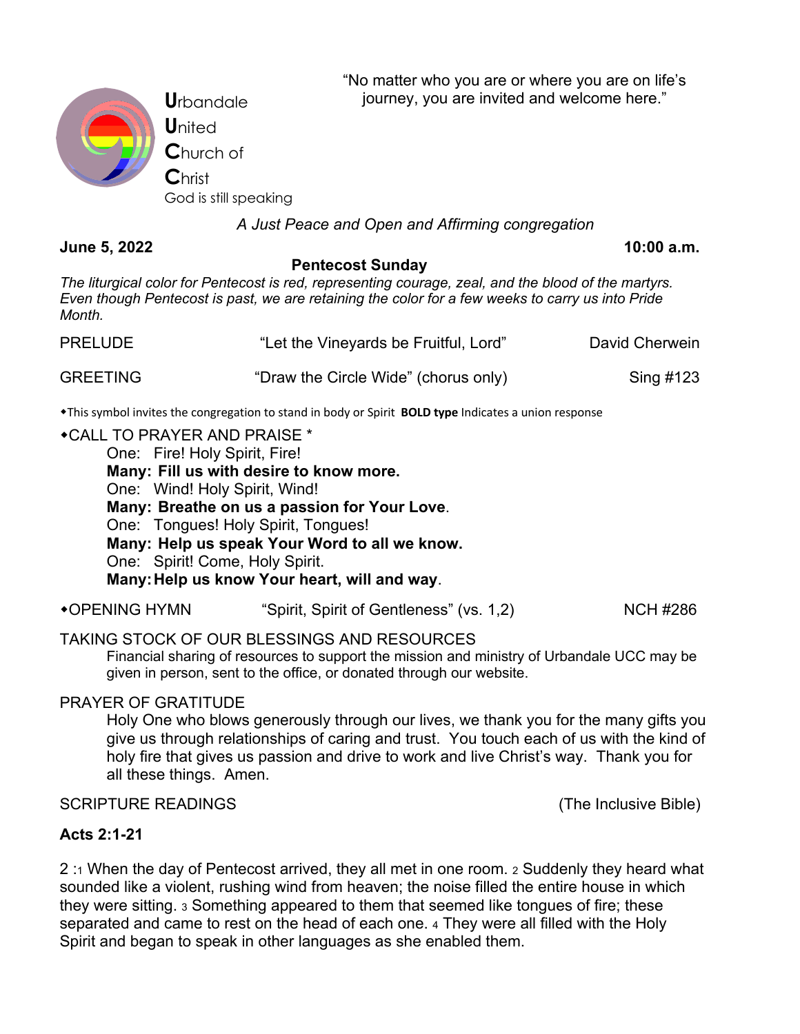**U**rbandale
**U**nited
**C**hurch of
**C**hrist
God is still speaking

"No matter who you are or where you are on life's journey, you are invited and welcome here."

*A Just Peace and Open and Affirming congregation*

**June 5, 2022** **10:00 a.m.**

**Pentecost Sunday**

*The liturgical color for Pentecost is red, representing courage, zeal, and the blood of the martyrs. Even though Pentecost is past, we are retaining the color for a few weeks to carry us into Pride Month.*

PRELUDE "Let the Vineyards be Fruitful, Lord" David Cherwein

GREETING "Draw the Circle Wide" (chorus only) Sing #123

◆This symbol invites the congregation to stand in body or Spirit **BOLD type** Indicates a union response

◆CALL TO PRAYER AND PRAISE *

One: Fire! Holy Spirit, Fire!
**Many: Fill us with desire to know more.**
One: Wind! Holy Spirit, Wind!
**Many: Breathe on us a passion for Your Love**.
One: Tongues! Holy Spirit, Tongues!
**Many: Help us speak Your Word to all we know.**
One: Spirit! Come, Holy Spirit.
**Many: Help us know Your heart, will and way**.

◆OPENING HYMN "Spirit, Spirit of Gentleness" (vs. 1,2) NCH #286

TAKING STOCK OF OUR BLESSINGS AND RESOURCES

Financial sharing of resources to support the mission and ministry of Urbandale UCC may be given in person, sent to the office, or donated through our website.

PRAYER OF GRATITUDE

Holy One who blows generously through our lives, we thank you for the many gifts you give us through relationships of caring and trust. You touch each of us with the kind of holy fire that gives us passion and drive to work and live Christ's way. Thank you for all these things. Amen.

SCRIPTURE READINGS (The Inclusive Bible)

**Acts 2:1-21**

2 :1 When the day of Pentecost arrived, they all met in one room. 2 Suddenly they heard what sounded like a violent, rushing wind from heaven; the noise filled the entire house in which they were sitting. 3 Something appeared to them that seemed like tongues of fire; these separated and came to rest on the head of each one. 4 They were all filled with the Holy Spirit and began to speak in other languages as she enabled them.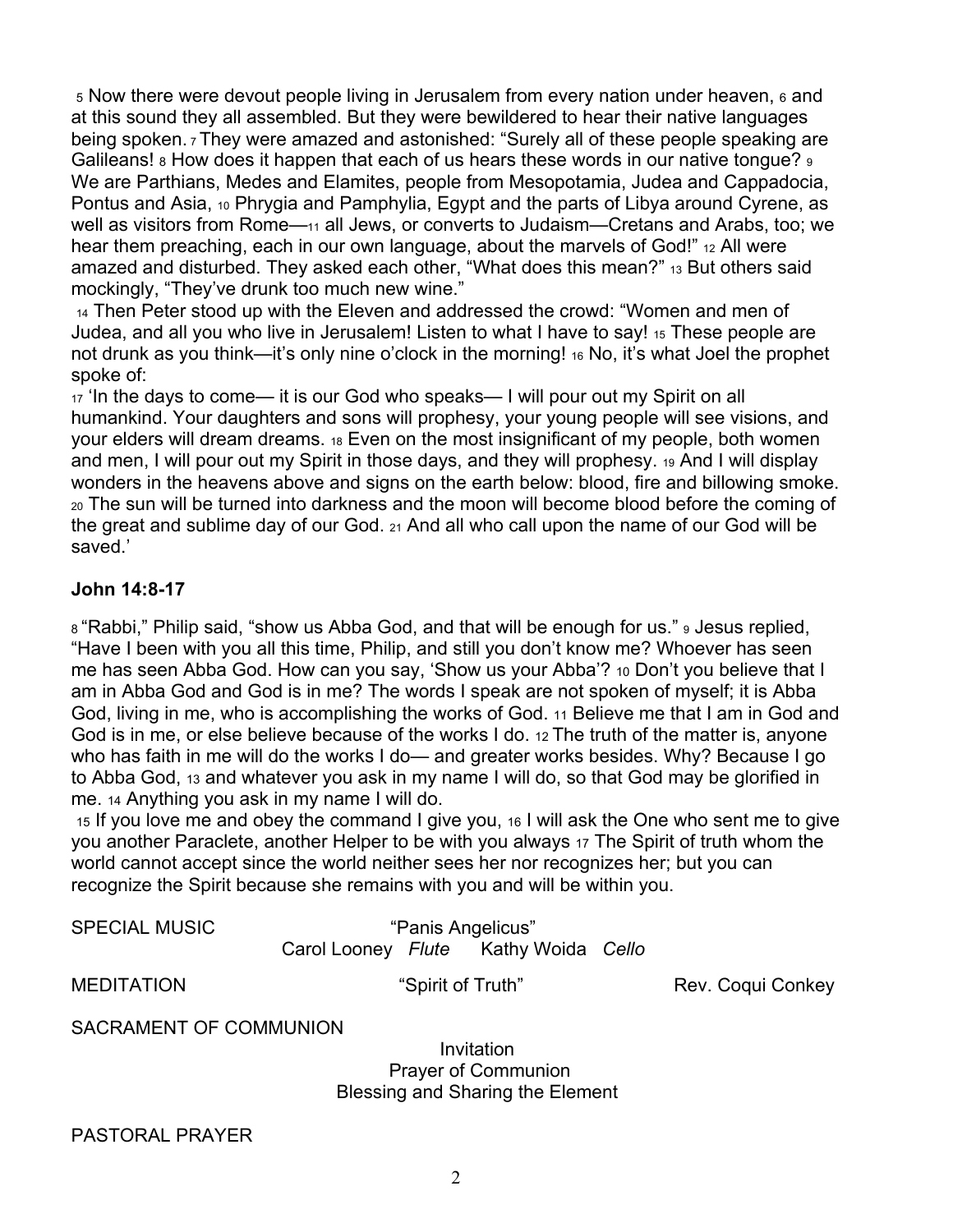5 Now there were devout people living in Jerusalem from every nation under heaven, 6 and at this sound they all assembled. But they were bewildered to hear their native languages being spoken. 7 They were amazed and astonished: "Surely all of these people speaking are Galileans! 8 How does it happen that each of us hears these words in our native tongue? 9 We are Parthians, Medes and Elamites, people from Mesopotamia, Judea and Cappadocia, Pontus and Asia, 10 Phrygia and Pamphylia, Egypt and the parts of Libya around Cyrene, as well as visitors from Rome—11 all Jews, or converts to Judaism—Cretans and Arabs, too; we hear them preaching, each in our own language, about the marvels of God!" 12 All were amazed and disturbed. They asked each other, "What does this mean?" 13 But others said mockingly, "They've drunk too much new wine."

14 Then Peter stood up with the Eleven and addressed the crowd: "Women and men of Judea, and all you who live in Jerusalem! Listen to what I have to say! 15 These people are not drunk as you think—it's only nine o'clock in the morning! 16 No, it's what Joel the prophet spoke of:

17 'In the days to come— it is our God who speaks— I will pour out my Spirit on all humankind. Your daughters and sons will prophesy, your young people will see visions, and your elders will dream dreams. 18 Even on the most insignificant of my people, both women and men, I will pour out my Spirit in those days, and they will prophesy. 19 And I will display wonders in the heavens above and signs on the earth below: blood, fire and billowing smoke. 20 The sun will be turned into darkness and the moon will become blood before the coming of the great and sublime day of our God. 21 And all who call upon the name of our God will be saved.'

**John 14:8-17**

8 "Rabbi," Philip said, "show us Abba God, and that will be enough for us." 9 Jesus replied, "Have I been with you all this time, Philip, and still you don't know me? Whoever has seen me has seen Abba God. How can you say, 'Show us your Abba'? 10 Don't you believe that I am in Abba God and God is in me? The words I speak are not spoken of myself; it is Abba God, living in me, who is accomplishing the works of God. 11 Believe me that I am in God and God is in me, or else believe because of the works I do. 12 The truth of the matter is, anyone who has faith in me will do the works I do— and greater works besides. Why? Because I go to Abba God, 13 and whatever you ask in my name I will do, so that God may be glorified in me. 14 Anything you ask in my name I will do.

15 If you love me and obey the command I give you, 16 I will ask the One who sent me to give you another Paraclete, another Helper to be with you always 17 The Spirit of truth whom the world cannot accept since the world neither sees her nor recognizes her; but you can recognize the Spirit because she remains with you and will be within you.

SPECIAL MUSIC "Panis Angelicus"
Carol Looney *Flute* Kathy Woida *Cello*

MEDITATION "Spirit of Truth" Rev. Coqui Conkey

SACRAMENT OF COMMUNION

Invitation
Prayer of Communion
Blessing and Sharing the Element

PASTORAL PRAYER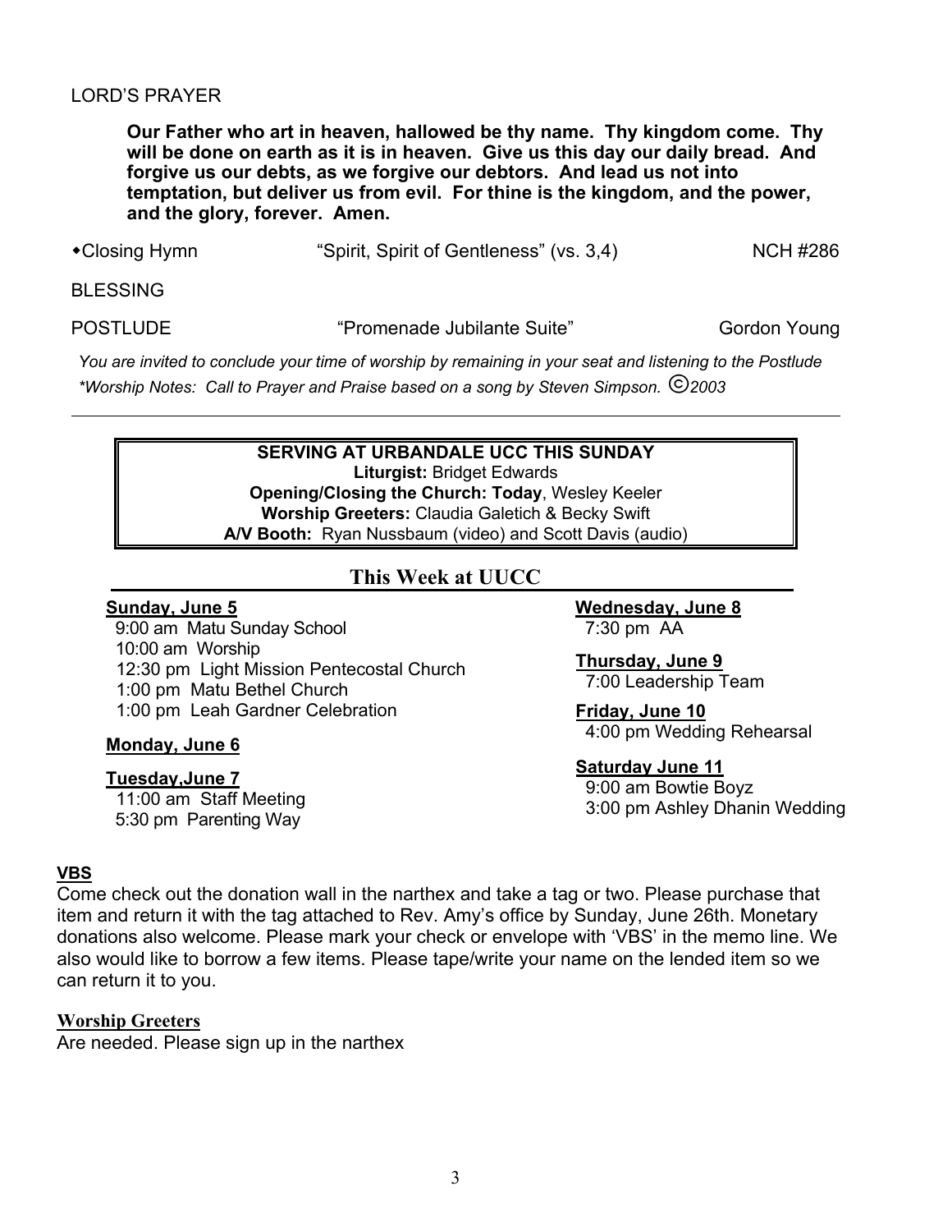LORD'S PRAYER

**Our Father who art in heaven, hallowed be thy name. Thy kingdom come. Thy will be done on earth as it is in heaven. Give us this day our daily bread. And forgive us our debts, as we forgive our debtors. And lead us not into temptation, but deliver us from evil. For thine is the kingdom, and the power, and the glory, forever. Amen.**

⬩Closing Hymn "Spirit, Spirit of Gentleness" (vs. 3,4) NCH #286

BLESSING

POSTLUDE "Promenade Jubilante Suite" Gordon Young

*You are invited to conclude your time of worship by remaining in your seat and listening to the Postlude*

*\*Worship Notes: Call to Prayer and Praise based on a song by Steven Simpson. ©2003*

---

**SERVING AT URBANDALE UCC THIS SUNDAY**
**Liturgist:** Bridget Edwards
**Opening/Closing the Church: Today**, Wesley Keeler
**Worship Greeters:** Claudia Galetich & Becky Swift
**A/V Booth:** Ryan Nussbaum (video) and Scott Davis (audio)

## This Week at UUCC

**Sunday, June 5**
9:00 am Matu Sunday School
10:00 am Worship
12:30 pm Light Mission Pentecostal Church
1:00 pm Matu Bethel Church
1:00 pm Leah Gardner Celebration

**Monday, June 6**

**Tuesday,June 7**
11:00 am Staff Meeting
5:30 pm Parenting Way

**Wednesday, June 8**
7:30 pm AA

**Thursday, June 9**
7:00 Leadership Team

**Friday, June 10**
4:00 pm Wedding Rehearsal

**Saturday June 11**
9:00 am Bowtie Boyz
3:00 pm Ashley Dhanin Wedding

**VBS**

Come check out the donation wall in the narthex and take a tag or two. Please purchase that item and return it with the tag attached to Rev. Amy's office by Sunday, June 26th. Monetary donations also welcome. Please mark your check or envelope with 'VBS' in the memo line. We also would like to borrow a few items. Please tape/write your name on the lended item so we can return it to you.

**Worship Greeters**

Are needed. Please sign up in the narthex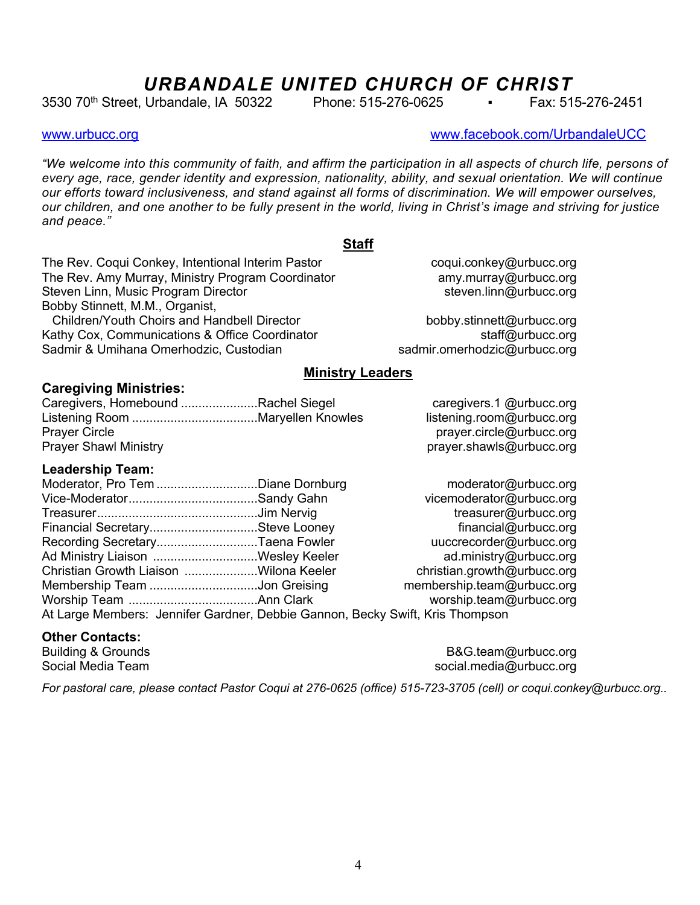# *URBANDALE UNITED CHURCH OF CHRIST*

3530 70th Street, Urbandale, IA 50322 Phone: 515-276-0625 ▪ Fax: 515-276-2451

www.urbucc.org www.facebook.com/UrbandaleUCC

*"We welcome into this community of faith, and affirm the participation in all aspects of church life, persons of every age, race, gender identity and expression, nationality, ability, and sexual orientation. We will continue our efforts toward inclusiveness, and stand against all forms of discrimination. We will empower ourselves, our children, and one another to be fully present in the world, living in Christ's image and striving for justice and peace."*

## Staff

| | |
|---|---|
| The Rev. Coqui Conkey, Intentional Interim Pastor | coqui.conkey@urbucc.org |
| The Rev. Amy Murray, Ministry Program Coordinator | amy.murray@urbucc.org |
| Steven Linn, Music Program Director | steven.linn@urbucc.org |
| Bobby Stinnett, M.M., Organist, Children/Youth Choirs and Handbell Director | bobby.stinnett@urbucc.org |
| Kathy Cox, Communications & Office Coordinator | staff@urbucc.org |
| Sadmir & Umihana Omerhodzic, Custodian | sadmir.omerhodzic@urbucc.org |

## Ministry Leaders

### Caregiving Ministries:

| | | |
|---|---|---|
| Caregivers, Homebound | Rachel Siegel | caregivers.1 @urbucc.org |
| Listening Room | Maryellen Knowles | listening.room@urbucc.org |
| Prayer Circle | | prayer.circle@urbucc.org |
| Prayer Shawl Ministry | | prayer.shawls@urbucc.org |

### Leadership Team:

| | | |
|---|---|---|
| Moderator, Pro Tem | Diane Dornburg | moderator@urbucc.org |
| Vice-Moderator | Sandy Gahn | vicemoderator@urbucc.org |
| Treasurer | Jim Nervig | treasurer@urbucc.org |
| Financial Secretary | Steve Looney | financial@urbucc.org |
| Recording Secretary | Taena Fowler | uuccrecorder@urbucc.org |
| Ad Ministry Liaison | Wesley Keeler | ad.ministry@urbucc.org |
| Christian Growth Liaison | Wilona Keeler | christian.growth@urbucc.org |
| Membership Team | Jon Greising | membership.team@urbucc.org |
| Worship Team | Ann Clark | worship.team@urbucc.org |

At Large Members: Jennifer Gardner, Debbie Gannon, Becky Swift, Kris Thompson

### Other Contacts:

| | |
|---|---|
| Building & Grounds | B&G.team@urbucc.org |
| Social Media Team | social.media@urbucc.org |

*For pastoral care, please contact Pastor Coqui at 276-0625 (office) 515-723-3705 (cell) or coqui.conkey@urbucc.org..*